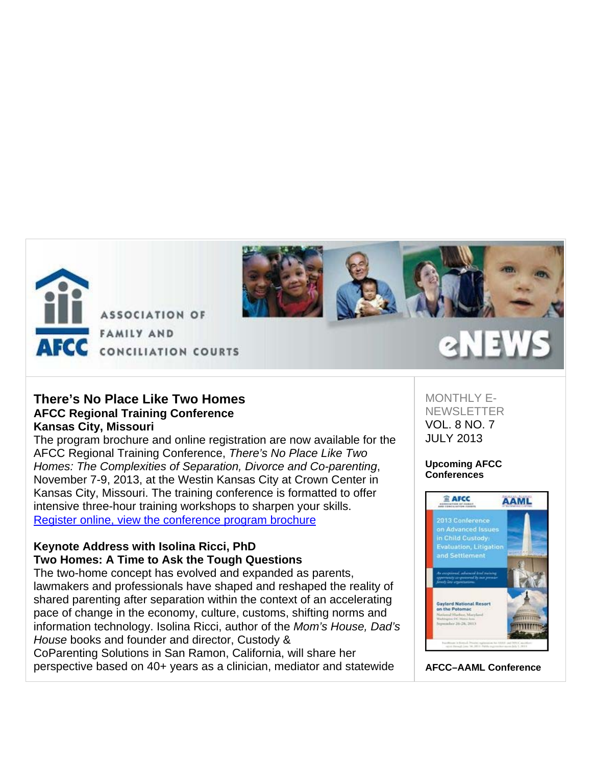# Association of Family and Conciliation Courts eNEWS

MONTHLY E-NEWSLETTER
VOL. 8 NO. 7
JULY 2013

## There's No Place Like Two Homes

### AFCC Regional Training Conference
### Kansas City, Missouri

The program brochure and online registration are now available for the AFCC Regional Training Conference, *There's No Place Like Two Homes: The Complexities of Separation, Divorce and Co-parenting*, November 7-9, 2013, at the Westin Kansas City at Crown Center in Kansas City, Missouri. The training conference is formatted to offer intensive three-hour training workshops to sharpen your skills.
[Register online, view the conference program brochure]()

### Keynote Address with Isolina Ricci, PhD
### Two Homes: A Time to Ask the Tough Questions

The two-home concept has evolved and expanded as parents, lawmakers and professionals have shaped and reshaped the reality of shared parenting after separation within the context of an accelerating pace of change in the economy, culture, customs, shifting norms and information technology. Isolina Ricci, author of the *Mom's House, Dad's House* books and founder and director, Custody & CoParenting Solutions in San Ramon, California, will share her perspective based on 40+ years as a clinician, mediator and statewide

**Upcoming AFCC Conferences**

**AFCC–AAML Conference**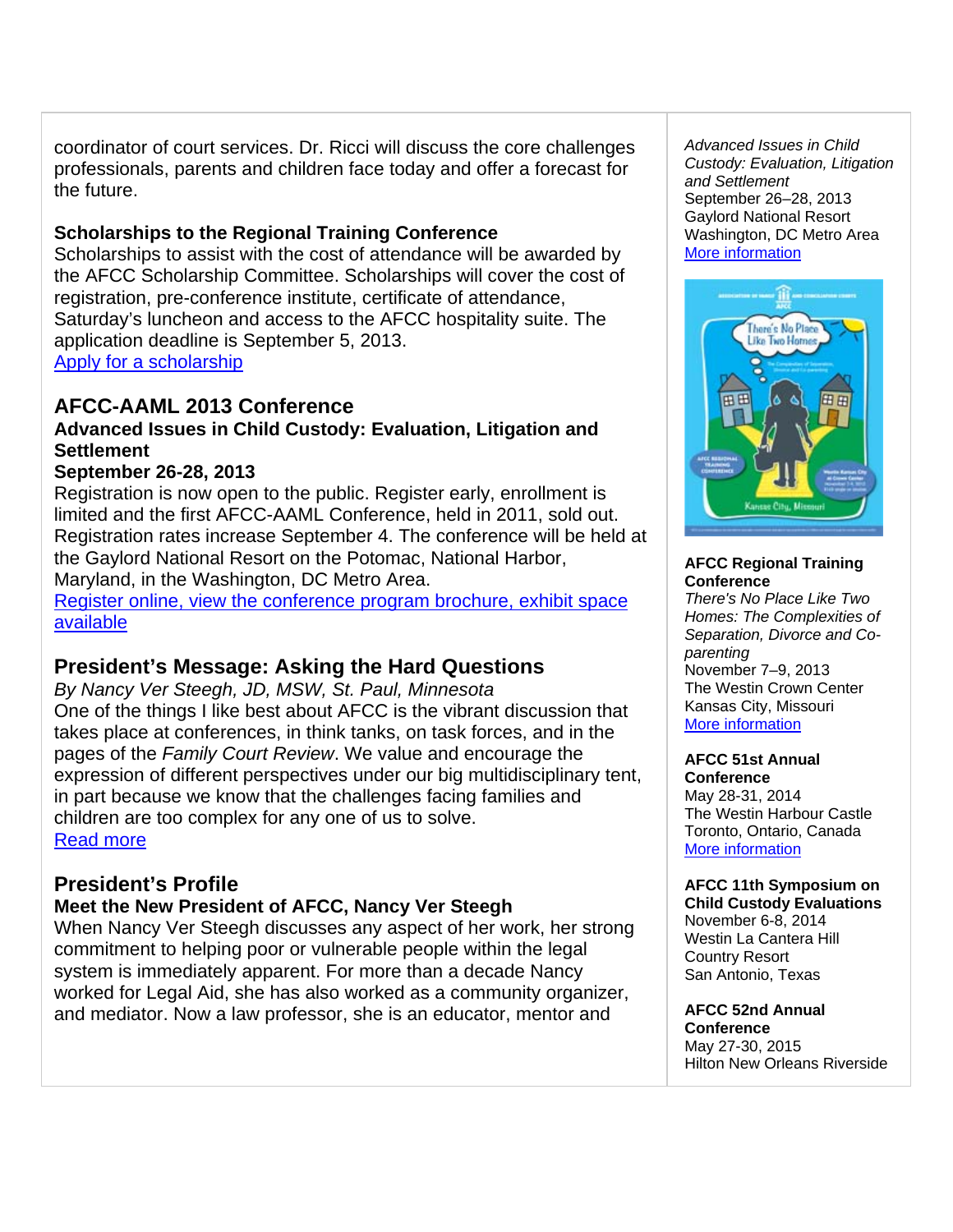coordinator of court services. Dr. Ricci will discuss the core challenges professionals, parents and children face today and offer a forecast for the future.

**Scholarships to the Regional Training Conference**
Scholarships to assist with the cost of attendance will be awarded by the AFCC Scholarship Committee. Scholarships will cover the cost of registration, pre-conference institute, certificate of attendance, Saturday's luncheon and access to the AFCC hospitality suite. The application deadline is September 5, 2013.
[Apply for a scholarship]

## AFCC-AAML 2013 Conference

**Advanced Issues in Child Custody: Evaluation, Litigation and Settlement**
**September 26-28, 2013**
Registration is now open to the public. Register early, enrollment is limited and the first AFCC-AAML Conference, held in 2011, sold out. Registration rates increase September 4. The conference will be held at the Gaylord National Resort on the Potomac, National Harbor, Maryland, in the Washington, DC Metro Area.
[Register online, view the conference program brochure, exhibit space available]

## President's Message: Asking the Hard Questions

*By Nancy Ver Steegh, JD, MSW, St. Paul, Minnesota*
One of the things I like best about AFCC is the vibrant discussion that takes place at conferences, in think tanks, on task forces, and in the pages of the *Family Court Review*. We value and encourage the expression of different perspectives under our big multidisciplinary tent, in part because we know that the challenges facing families and children are too complex for any one of us to solve.
[Read more]

## President's Profile

**Meet the New President of AFCC, Nancy Ver Steegh**
When Nancy Ver Steegh discusses any aspect of her work, her strong commitment to helping poor or vulnerable people within the legal system is immediately apparent. For more than a decade Nancy worked for Legal Aid, she has also worked as a community organizer, and mediator. Now a law professor, she is an educator, mentor and

---

*Advanced Issues in Child Custody: Evaluation, Litigation and Settlement*
September 26–28, 2013
Gaylord National Resort
Washington, DC Metro Area
[More information]

**AFCC Regional Training Conference**
*There's No Place Like Two Homes: The Complexities of Separation, Divorce and Co-parenting*
November 7–9, 2013
The Westin Crown Center
Kansas City, Missouri
[More information]

**AFCC 51st Annual Conference**
May 28-31, 2014
The Westin Harbour Castle
Toronto, Ontario, Canada
[More information]

**AFCC 11th Symposium on Child Custody Evaluations**
November 6-8, 2014
Westin La Cantera Hill Country Resort
San Antonio, Texas

**AFCC 52nd Annual Conference**
May 27-30, 2015
Hilton New Orleans Riverside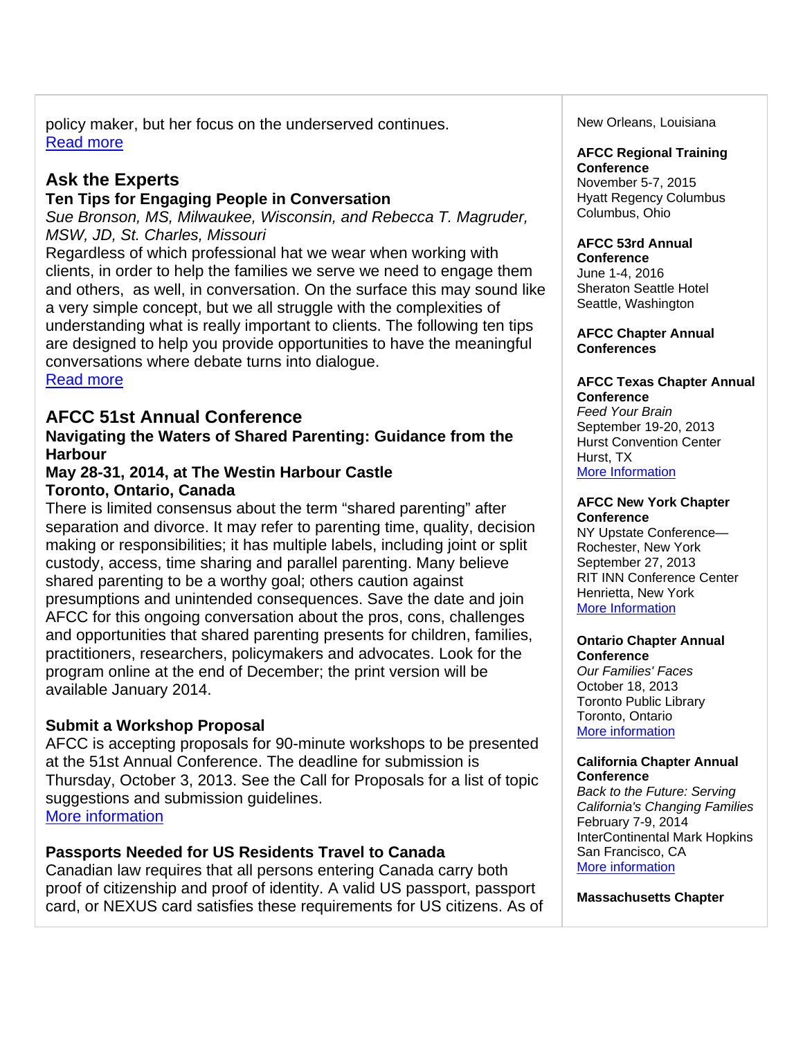policy maker, but her focus on the underserved continues.
Read more

## Ask the Experts

### Ten Tips for Engaging People in Conversation

*Sue Bronson, MS, Milwaukee, Wisconsin, and Rebecca T. Magruder, MSW, JD, St. Charles, Missouri*

Regardless of which professional hat we wear when working with clients, in order to help the families we serve we need to engage them and others, as well, in conversation. On the surface this may sound like a very simple concept, but we all struggle with the complexities of understanding what is really important to clients. The following ten tips are designed to help you provide opportunities to have the meaningful conversations where debate turns into dialogue.
Read more

## AFCC 51st Annual Conference

### Navigating the Waters of Shared Parenting: Guidance from the Harbour

**May 28-31, 2014, at The Westin Harbour Castle**
**Toronto, Ontario, Canada**

There is limited consensus about the term "shared parenting" after separation and divorce. It may refer to parenting time, quality, decision making or responsibilities; it has multiple labels, including joint or split custody, access, time sharing and parallel parenting. Many believe shared parenting to be a worthy goal; others caution against presumptions and unintended consequences. Save the date and join AFCC for this ongoing conversation about the pros, cons, challenges and opportunities that shared parenting presents for children, families, practitioners, researchers, policymakers and advocates. Look for the program online at the end of December; the print version will be available January 2014.

### Submit a Workshop Proposal

AFCC is accepting proposals for 90-minute workshops to be presented at the 51st Annual Conference. The deadline for submission is Thursday, October 3, 2013. See the Call for Proposals for a list of topic suggestions and submission guidelines.
More information

### Passports Needed for US Residents Travel to Canada

Canadian law requires that all persons entering Canada carry both proof of citizenship and proof of identity. A valid US passport, passport card, or NEXUS card satisfies these requirements for US citizens. As of

New Orleans, Louisiana

**AFCC Regional Training Conference**
November 5-7, 2015
Hyatt Regency Columbus
Columbus, Ohio

**AFCC 53rd Annual Conference**
June 1-4, 2016
Sheraton Seattle Hotel
Seattle, Washington

**AFCC Chapter Annual Conferences**

**AFCC Texas Chapter Annual Conference**
*Feed Your Brain*
September 19-20, 2013
Hurst Convention Center
Hurst, TX
More Information

**AFCC New York Chapter Conference**
NY Upstate Conference—Rochester, New York
September 27, 2013
RIT INN Conference Center
Henrietta, New York
More Information

**Ontario Chapter Annual Conference**
*Our Families' Faces*
October 18, 2013
Toronto Public Library
Toronto, Ontario
More information

**California Chapter Annual Conference**
*Back to the Future: Serving California's Changing Families*
February 7-9, 2014
InterContinental Mark Hopkins
San Francisco, CA
More information

**Massachusetts Chapter**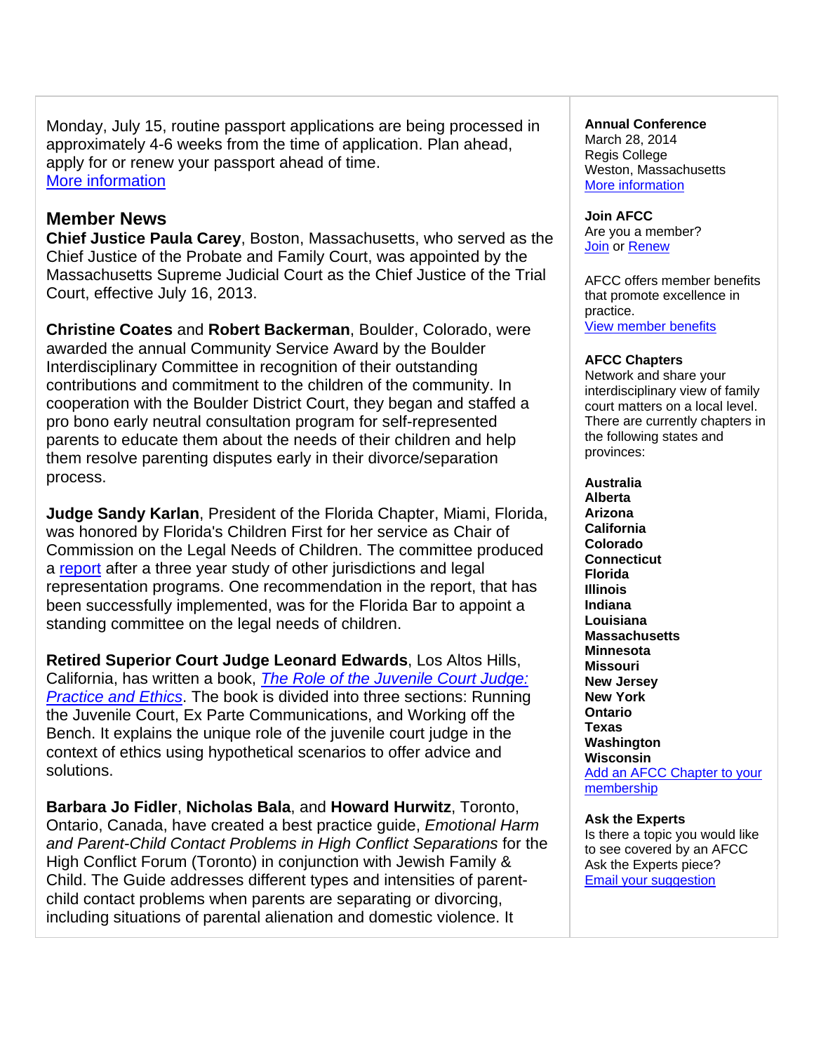Monday, July 15, routine passport applications are being processed in approximately 4-6 weeks from the time of application. Plan ahead, apply for or renew your passport ahead of time.
More information

## Member News

**Chief Justice Paula Carey**, Boston, Massachusetts, who served as the Chief Justice of the Probate and Family Court, was appointed by the Massachusetts Supreme Judicial Court as the Chief Justice of the Trial Court, effective July 16, 2013.

**Christine Coates** and **Robert Backerman**, Boulder, Colorado, were awarded the annual Community Service Award by the Boulder Interdisciplinary Committee in recognition of their outstanding contributions and commitment to the children of the community. In cooperation with the Boulder District Court, they began and staffed a pro bono early neutral consultation program for self-represented parents to educate them about the needs of their children and help them resolve parenting disputes early in their divorce/separation process.

**Judge Sandy Karlan**, President of the Florida Chapter, Miami, Florida, was honored by Florida's Children First for her service as Chair of Commission on the Legal Needs of Children. The committee produced a report after a three year study of other jurisdictions and legal representation programs. One recommendation in the report, that has been successfully implemented, was for the Florida Bar to appoint a standing committee on the legal needs of children.

**Retired Superior Court Judge Leonard Edwards**, Los Altos Hills, California, has written a book, *The Role of the Juvenile Court Judge: Practice and Ethics*. The book is divided into three sections: Running the Juvenile Court, Ex Parte Communications, and Working off the Bench. It explains the unique role of the juvenile court judge in the context of ethics using hypothetical scenarios to offer advice and solutions.

**Barbara Jo Fidler**, **Nicholas Bala**, and **Howard Hurwitz**, Toronto, Ontario, Canada, have created a best practice guide, *Emotional Harm and Parent-Child Contact Problems in High Conflict Separations* for the High Conflict Forum (Toronto) in conjunction with Jewish Family & Child. The Guide addresses different types and intensities of parent-child contact problems when parents are separating or divorcing, including situations of parental alienation and domestic violence. It

**Annual Conference**
March 28, 2014
Regis College
Weston, Massachusetts
More information

**Join AFCC**
Are you a member?
Join or Renew

AFCC offers member benefits that promote excellence in practice.
View member benefits

**AFCC Chapters**
Network and share your interdisciplinary view of family court matters on a local level. There are currently chapters in the following states and provinces:

**Australia**
**Alberta**
**Arizona**
**California**
**Colorado**
**Connecticut**
**Florida**
**Illinois**
**Indiana**
**Louisiana**
**Massachusetts**
**Minnesota**
**Missouri**
**New Jersey**
**New York**
**Ontario**
**Texas**
**Washington**
**Wisconsin**
Add an AFCC Chapter to your membership

**Ask the Experts**
Is there a topic you would like to see covered by an AFCC Ask the Experts piece?
Email your suggestion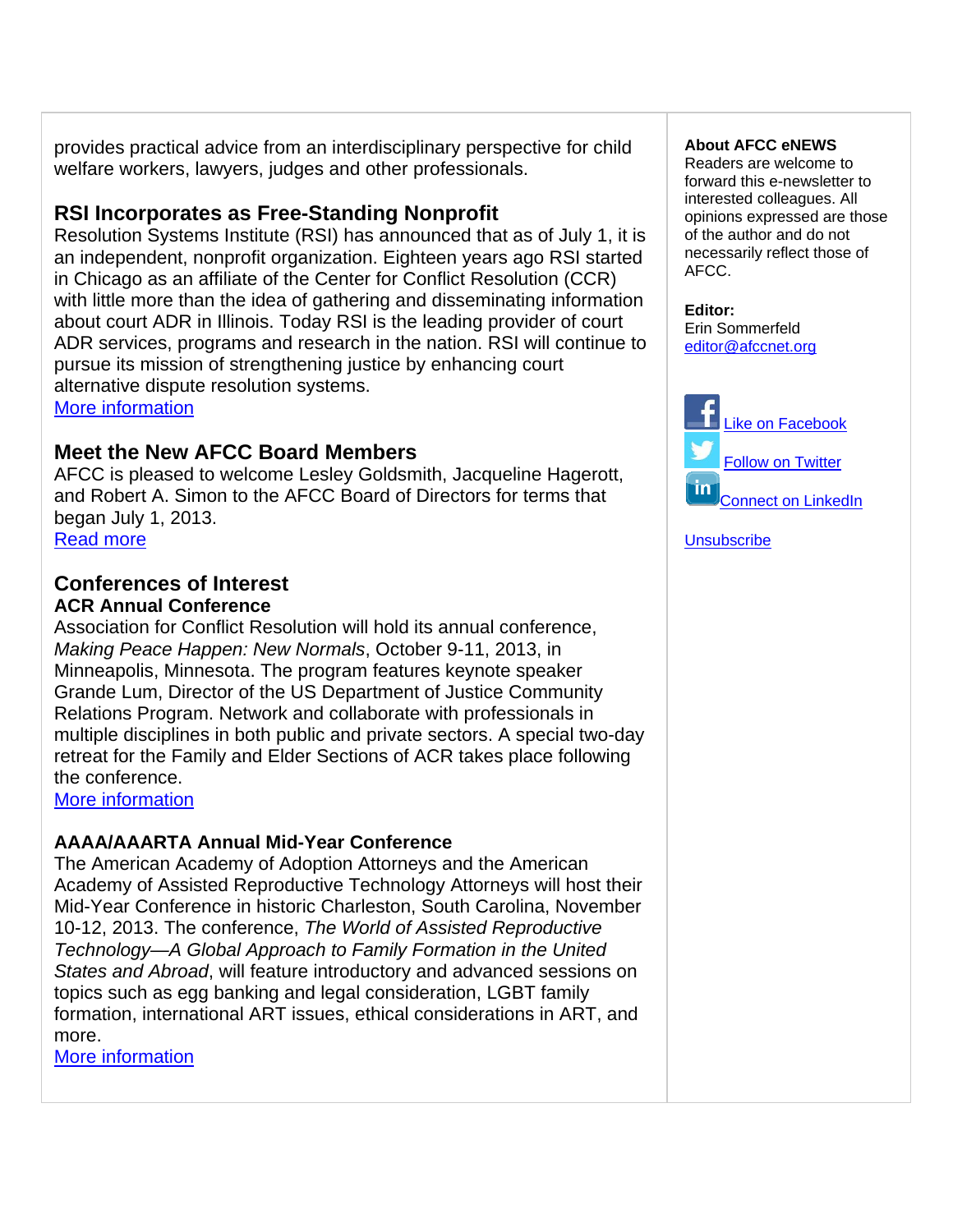provides practical advice from an interdisciplinary perspective for child welfare workers, lawyers, judges and other professionals.

## RSI Incorporates as Free-Standing Nonprofit

Resolution Systems Institute (RSI) has announced that as of July 1, it is an independent, nonprofit organization. Eighteen years ago RSI started in Chicago as an affiliate of the Center for Conflict Resolution (CCR) with little more than the idea of gathering and disseminating information about court ADR in Illinois. Today RSI is the leading provider of court ADR services, programs and research in the nation. RSI will continue to pursue its mission of strengthening justice by enhancing court alternative dispute resolution systems.
More information

## Meet the New AFCC Board Members

AFCC is pleased to welcome Lesley Goldsmith, Jacqueline Hagerott, and Robert A. Simon to the AFCC Board of Directors for terms that began July 1, 2013.
Read more

## Conferences of Interest

### ACR Annual Conference

Association for Conflict Resolution will hold its annual conference, *Making Peace Happen: New Normals*, October 9-11, 2013, in Minneapolis, Minnesota. The program features keynote speaker Grande Lum, Director of the US Department of Justice Community Relations Program. Network and collaborate with professionals in multiple disciplines in both public and private sectors. A special two-day retreat for the Family and Elder Sections of ACR takes place following the conference.
More information

### AAAA/AAARTA Annual Mid-Year Conference

The American Academy of Adoption Attorneys and the American Academy of Assisted Reproductive Technology Attorneys will host their Mid-Year Conference in historic Charleston, South Carolina, November 10-12, 2013. The conference, *The World of Assisted Reproductive Technology—A Global Approach to Family Formation in the United States and Abroad*, will feature introductory and advanced sessions on topics such as egg banking and legal consideration, LGBT family formation, international ART issues, ethical considerations in ART, and more.
More information

**About AFCC eNEWS**
Readers are welcome to forward this e-newsletter to interested colleagues. All opinions expressed are those of the author and do not necessarily reflect those of AFCC.

**Editor:**
Erin Sommerfeld
editor@afccnet.org

Like on Facebook

Follow on Twitter

Connect on LinkedIn

Unsubscribe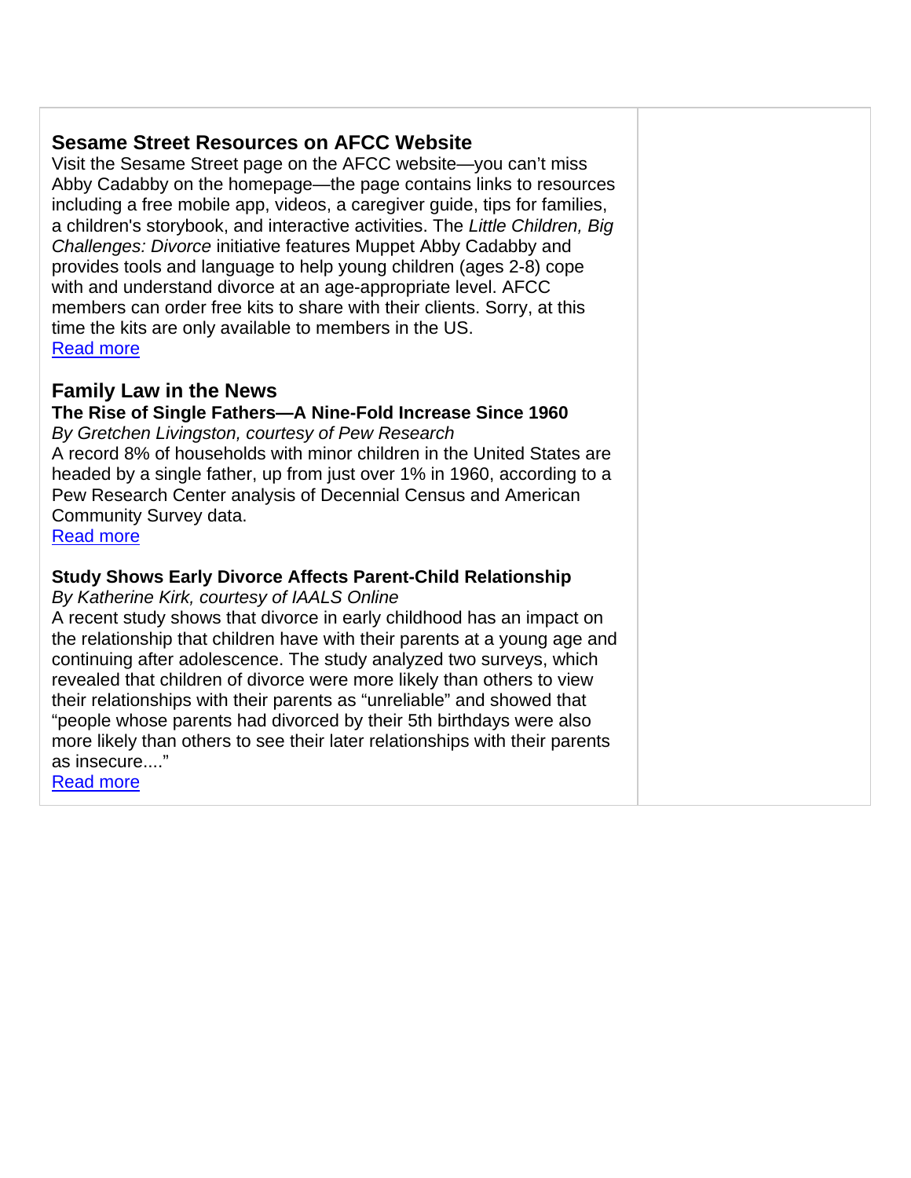## Sesame Street Resources on AFCC Website

Visit the Sesame Street page on the AFCC website—you can't miss Abby Cadabby on the homepage—the page contains links to resources including a free mobile app, videos, a caregiver guide, tips for families, a children's storybook, and interactive activities. The *Little Children, Big Challenges: Divorce* initiative features Muppet Abby Cadabby and provides tools and language to help young children (ages 2-8) cope with and understand divorce at an age-appropriate level. AFCC members can order free kits to share with their clients. Sorry, at this time the kits are only available to members in the US.

Read more

## Family Law in the News

### The Rise of Single Fathers—A Nine-Fold Increase Since 1960

*By Gretchen Livingston, courtesy of Pew Research*

A record 8% of households with minor children in the United States are headed by a single father, up from just over 1% in 1960, according to a Pew Research Center analysis of Decennial Census and American Community Survey data.

Read more

### Study Shows Early Divorce Affects Parent-Child Relationship

*By Katherine Kirk, courtesy of IAALS Online*

A recent study shows that divorce in early childhood has an impact on the relationship that children have with their parents at a young age and continuing after adolescence. The study analyzed two surveys, which revealed that children of divorce were more likely than others to view their relationships with their parents as "unreliable" and showed that "people whose parents had divorced by their 5th birthdays were also more likely than others to see their later relationships with their parents as insecure...."

Read more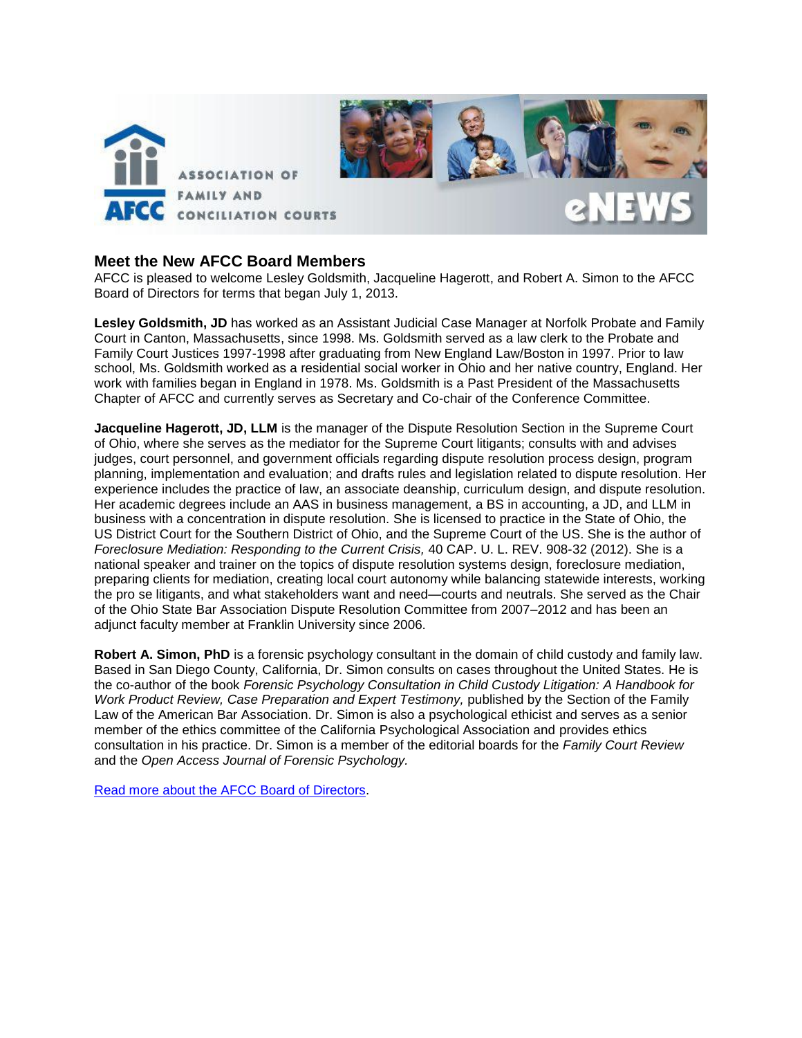## Meet the New AFCC Board Members

AFCC is pleased to welcome Lesley Goldsmith, Jacqueline Hagerott, and Robert A. Simon to the AFCC Board of Directors for terms that began July 1, 2013.

**Lesley Goldsmith, JD** has worked as an Assistant Judicial Case Manager at Norfolk Probate and Family Court in Canton, Massachusetts, since 1998. Ms. Goldsmith served as a law clerk to the Probate and Family Court Justices 1997-1998 after graduating from New England Law/Boston in 1997. Prior to law school, Ms. Goldsmith worked as a residential social worker in Ohio and her native country, England. Her work with families began in England in 1978. Ms. Goldsmith is a Past President of the Massachusetts Chapter of AFCC and currently serves as Secretary and Co-chair of the Conference Committee.

**Jacqueline Hagerott, JD, LLM** is the manager of the Dispute Resolution Section in the Supreme Court of Ohio, where she serves as the mediator for the Supreme Court litigants; consults with and advises judges, court personnel, and government officials regarding dispute resolution process design, program planning, implementation and evaluation; and drafts rules and legislation related to dispute resolution. Her experience includes the practice of law, an associate deanship, curriculum design, and dispute resolution. Her academic degrees include an AAS in business management, a BS in accounting, a JD, and LLM in business with a concentration in dispute resolution. She is licensed to practice in the State of Ohio, the US District Court for the Southern District of Ohio, and the Supreme Court of the US. She is the author of *Foreclosure Mediation: Responding to the Current Crisis,* 40 CAP. U. L. REV. 908-32 (2012). She is a national speaker and trainer on the topics of dispute resolution systems design, foreclosure mediation, preparing clients for mediation, creating local court autonomy while balancing statewide interests, working the pro se litigants, and what stakeholders want and need—courts and neutrals. She served as the Chair of the Ohio State Bar Association Dispute Resolution Committee from 2007–2012 and has been an adjunct faculty member at Franklin University since 2006.

**Robert A. Simon, PhD** is a forensic psychology consultant in the domain of child custody and family law. Based in San Diego County, California, Dr. Simon consults on cases throughout the United States. He is the co-author of the book *Forensic Psychology Consultation in Child Custody Litigation: A Handbook for Work Product Review, Case Preparation and Expert Testimony,* published by the Section of the Family Law of the American Bar Association. Dr. Simon is also a psychological ethicist and serves as a senior member of the ethics committee of the California Psychological Association and provides ethics consultation in his practice. Dr. Simon is a member of the editorial boards for the *Family Court Review* and the *Open Access Journal of Forensic Psychology.*

Read more about the AFCC Board of Directors.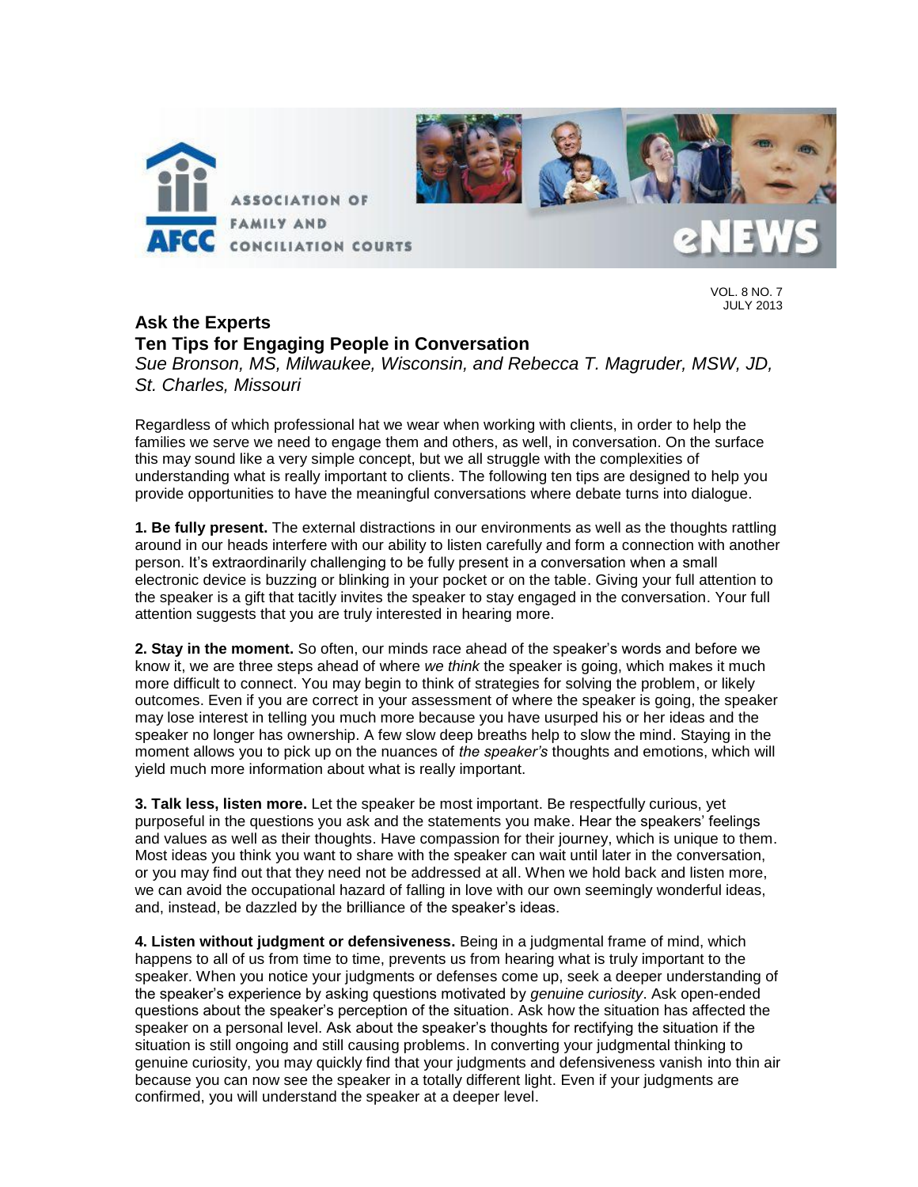## Ask the Experts
## Ten Tips for Engaging People in Conversation

*Sue Bronson, MS, Milwaukee, Wisconsin, and Rebecca T. Magruder, MSW, JD, St. Charles, Missouri*

Regardless of which professional hat we wear when working with clients, in order to help the families we serve we need to engage them and others, as well, in conversation. On the surface this may sound like a very simple concept, but we all struggle with the complexities of understanding what is really important to clients. The following ten tips are designed to help you provide opportunities to have the meaningful conversations where debate turns into dialogue.

**1. Be fully present.** The external distractions in our environments as well as the thoughts rattling around in our heads interfere with our ability to listen carefully and form a connection with another person. It's extraordinarily challenging to be fully present in a conversation when a small electronic device is buzzing or blinking in your pocket or on the table. Giving your full attention to the speaker is a gift that tacitly invites the speaker to stay engaged in the conversation. Your full attention suggests that you are truly interested in hearing more.

**2. Stay in the moment.** So often, our minds race ahead of the speaker's words and before we know it, we are three steps ahead of where *we think* the speaker is going, which makes it much more difficult to connect. You may begin to think of strategies for solving the problem, or likely outcomes. Even if you are correct in your assessment of where the speaker is going, the speaker may lose interest in telling you much more because you have usurped his or her ideas and the speaker no longer has ownership. A few slow deep breaths help to slow the mind. Staying in the moment allows you to pick up on the nuances of *the speaker's* thoughts and emotions, which will yield much more information about what is really important.

**3. Talk less, listen more.** Let the speaker be most important. Be respectfully curious, yet purposeful in the questions you ask and the statements you make. Hear the speakers' feelings and values as well as their thoughts. Have compassion for their journey, which is unique to them. Most ideas you think you want to share with the speaker can wait until later in the conversation, or you may find out that they need not be addressed at all. When we hold back and listen more, we can avoid the occupational hazard of falling in love with our own seemingly wonderful ideas, and, instead, be dazzled by the brilliance of the speaker's ideas.

**4. Listen without judgment or defensiveness.** Being in a judgmental frame of mind, which happens to all of us from time to time, prevents us from hearing what is truly important to the speaker. When you notice your judgments or defenses come up, seek a deeper understanding of the speaker's experience by asking questions motivated by *genuine curiosity*. Ask open-ended questions about the speaker's perception of the situation. Ask how the situation has affected the speaker on a personal level. Ask about the speaker's thoughts for rectifying the situation if the situation is still ongoing and still causing problems. In converting your judgmental thinking to genuine curiosity, you may quickly find that your judgments and defensiveness vanish into thin air because you can now see the speaker in a totally different light. Even if your judgments are confirmed, you will understand the speaker at a deeper level.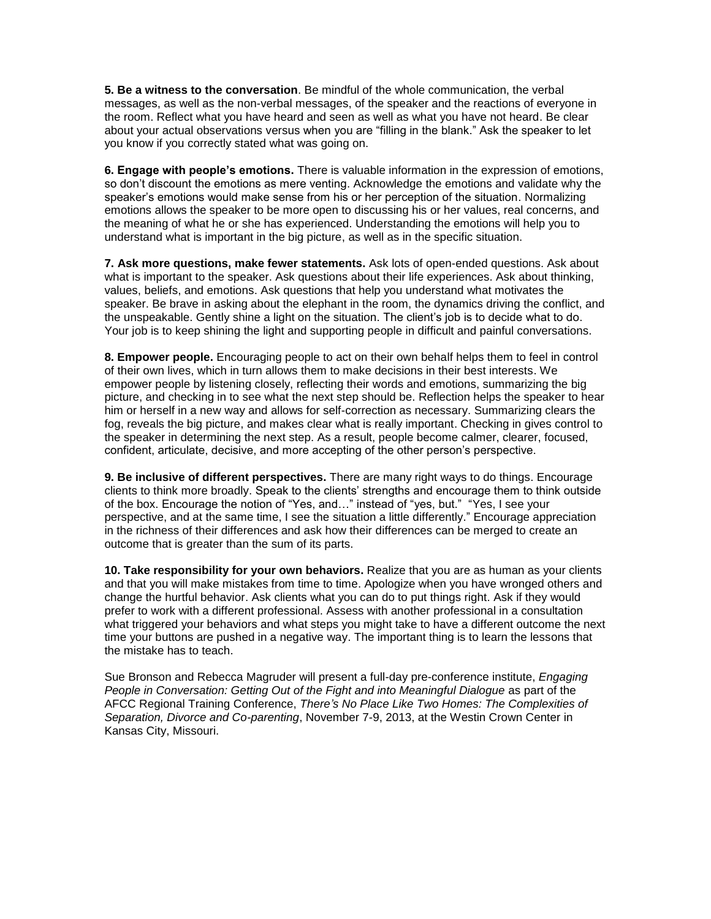**5. Be a witness to the conversation**. Be mindful of the whole communication, the verbal messages, as well as the non-verbal messages, of the speaker and the reactions of everyone in the room. Reflect what you have heard and seen as well as what you have not heard. Be clear about your actual observations versus when you are "filling in the blank." Ask the speaker to let you know if you correctly stated what was going on.

**6. Engage with people's emotions.** There is valuable information in the expression of emotions, so don't discount the emotions as mere venting. Acknowledge the emotions and validate why the speaker's emotions would make sense from his or her perception of the situation. Normalizing emotions allows the speaker to be more open to discussing his or her values, real concerns, and the meaning of what he or she has experienced. Understanding the emotions will help you to understand what is important in the big picture, as well as in the specific situation.

**7. Ask more questions, make fewer statements.** Ask lots of open-ended questions. Ask about what is important to the speaker. Ask questions about their life experiences. Ask about thinking, values, beliefs, and emotions. Ask questions that help you understand what motivates the speaker. Be brave in asking about the elephant in the room, the dynamics driving the conflict, and the unspeakable. Gently shine a light on the situation. The client's job is to decide what to do. Your job is to keep shining the light and supporting people in difficult and painful conversations.

**8. Empower people.** Encouraging people to act on their own behalf helps them to feel in control of their own lives, which in turn allows them to make decisions in their best interests. We empower people by listening closely, reflecting their words and emotions, summarizing the big picture, and checking in to see what the next step should be. Reflection helps the speaker to hear him or herself in a new way and allows for self-correction as necessary. Summarizing clears the fog, reveals the big picture, and makes clear what is really important. Checking in gives control to the speaker in determining the next step. As a result, people become calmer, clearer, focused, confident, articulate, decisive, and more accepting of the other person's perspective.

**9. Be inclusive of different perspectives.** There are many right ways to do things. Encourage clients to think more broadly. Speak to the clients' strengths and encourage them to think outside of the box. Encourage the notion of "Yes, and…" instead of "yes, but." "Yes, I see your perspective, and at the same time, I see the situation a little differently." Encourage appreciation in the richness of their differences and ask how their differences can be merged to create an outcome that is greater than the sum of its parts.

**10. Take responsibility for your own behaviors.** Realize that you are as human as your clients and that you will make mistakes from time to time. Apologize when you have wronged others and change the hurtful behavior. Ask clients what you can do to put things right. Ask if they would prefer to work with a different professional. Assess with another professional in a consultation what triggered your behaviors and what steps you might take to have a different outcome the next time your buttons are pushed in a negative way. The important thing is to learn the lessons that the mistake has to teach.

Sue Bronson and Rebecca Magruder will present a full-day pre-conference institute, *Engaging People in Conversation: Getting Out of the Fight and into Meaningful Dialogue* as part of the AFCC Regional Training Conference, *There's No Place Like Two Homes: The Complexities of Separation, Divorce and Co-parenting*, November 7-9, 2013, at the Westin Crown Center in Kansas City, Missouri.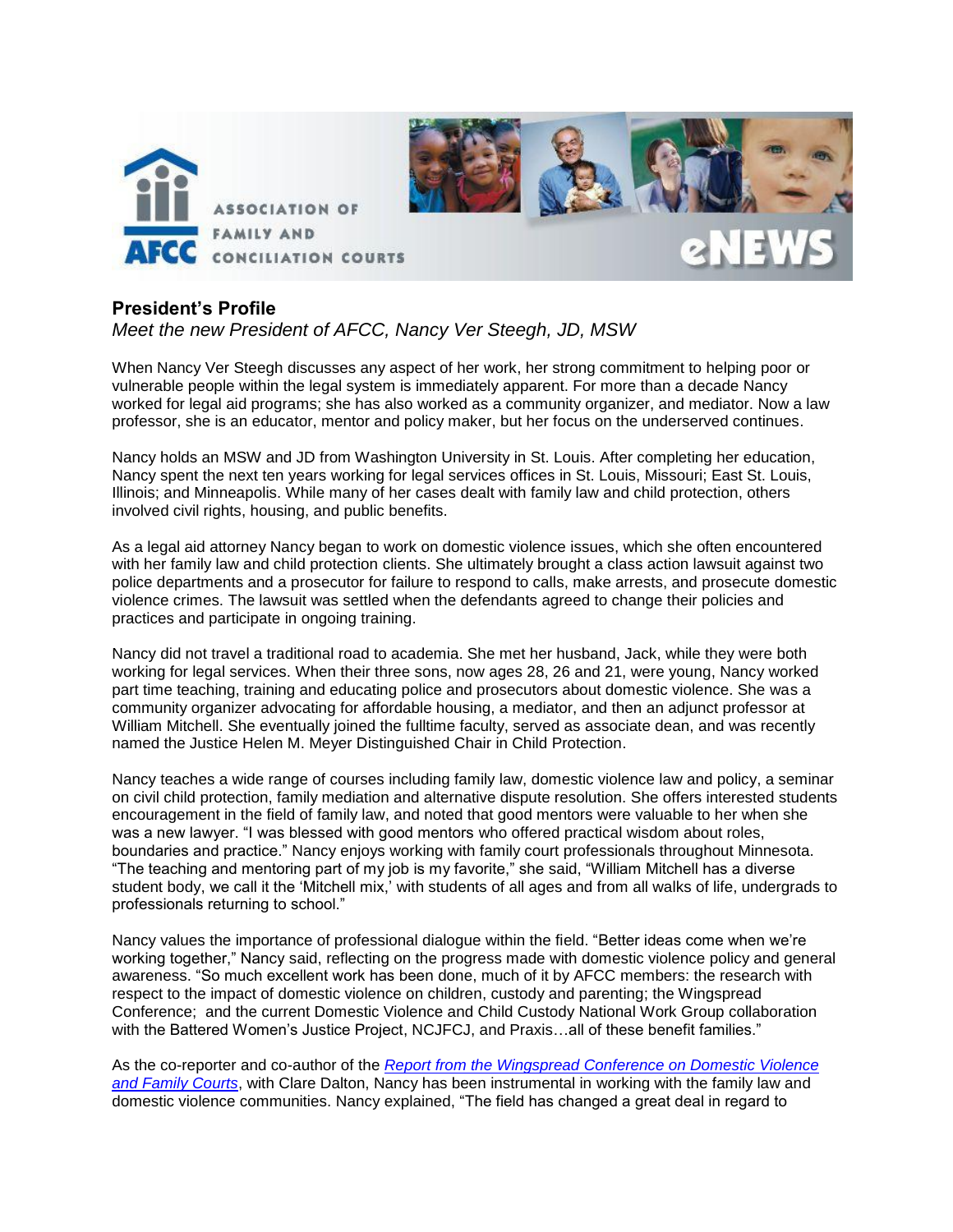## President's Profile

*Meet the new President of AFCC, Nancy Ver Steegh, JD, MSW*

When Nancy Ver Steegh discusses any aspect of her work, her strong commitment to helping poor or vulnerable people within the legal system is immediately apparent. For more than a decade Nancy worked for legal aid programs; she has also worked as a community organizer, and mediator. Now a law professor, she is an educator, mentor and policy maker, but her focus on the underserved continues.

Nancy holds an MSW and JD from Washington University in St. Louis. After completing her education, Nancy spent the next ten years working for legal services offices in St. Louis, Missouri; East St. Louis, Illinois; and Minneapolis. While many of her cases dealt with family law and child protection, others involved civil rights, housing, and public benefits.

As a legal aid attorney Nancy began to work on domestic violence issues, which she often encountered with her family law and child protection clients. She ultimately brought a class action lawsuit against two police departments and a prosecutor for failure to respond to calls, make arrests, and prosecute domestic violence crimes. The lawsuit was settled when the defendants agreed to change their policies and practices and participate in ongoing training.

Nancy did not travel a traditional road to academia. She met her husband, Jack, while they were both working for legal services. When their three sons, now ages 28, 26 and 21, were young, Nancy worked part time teaching, training and educating police and prosecutors about domestic violence. She was a community organizer advocating for affordable housing, a mediator, and then an adjunct professor at William Mitchell. She eventually joined the fulltime faculty, served as associate dean, and was recently named the Justice Helen M. Meyer Distinguished Chair in Child Protection.

Nancy teaches a wide range of courses including family law, domestic violence law and policy, a seminar on civil child protection, family mediation and alternative dispute resolution. She offers interested students encouragement in the field of family law, and noted that good mentors were valuable to her when she was a new lawyer. "I was blessed with good mentors who offered practical wisdom about roles, boundaries and practice." Nancy enjoys working with family court professionals throughout Minnesota. "The teaching and mentoring part of my job is my favorite," she said, "William Mitchell has a diverse student body, we call it the 'Mitchell mix,' with students of all ages and from all walks of life, undergrads to professionals returning to school."

Nancy values the importance of professional dialogue within the field. "Better ideas come when we're working together," Nancy said, reflecting on the progress made with domestic violence policy and general awareness. "So much excellent work has been done, much of it by AFCC members: the research with respect to the impact of domestic violence on children, custody and parenting; the Wingspread Conference; and the current Domestic Violence and Child Custody National Work Group collaboration with the Battered Women's Justice Project, NCJFCJ, and Praxis…all of these benefit families."

As the co-reporter and co-author of the *Report from the Wingspread Conference on Domestic Violence and Family Courts*, with Clare Dalton, Nancy has been instrumental in working with the family law and domestic violence communities. Nancy explained, "The field has changed a great deal in regard to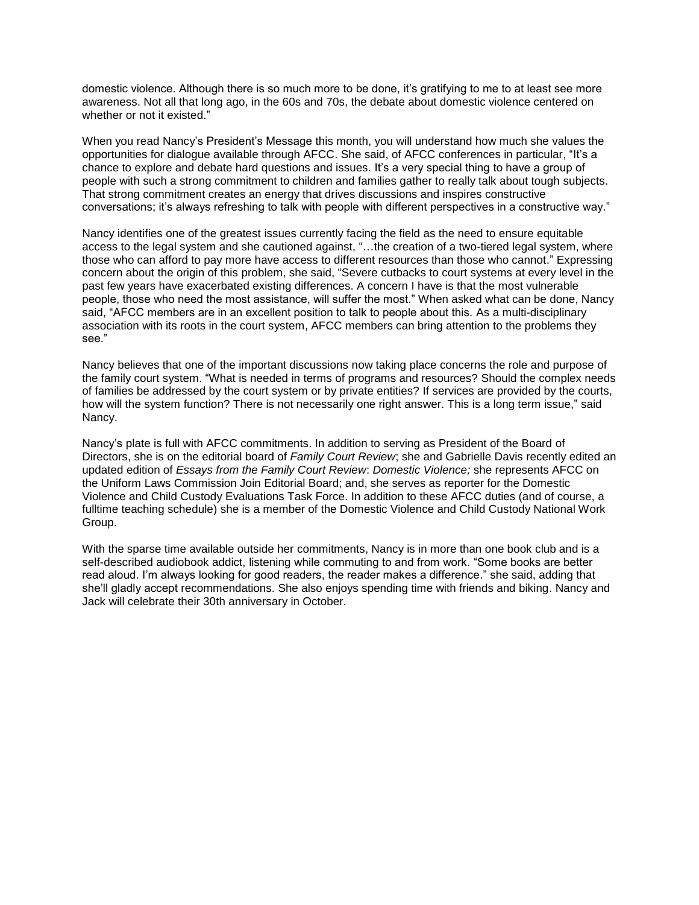domestic violence. Although there is so much more to be done, it's gratifying to me to at least see more awareness. Not all that long ago, in the 60s and 70s, the debate about domestic violence centered on whether or not it existed."

When you read Nancy's President's Message this month, you will understand how much she values the opportunities for dialogue available through AFCC. She said, of AFCC conferences in particular, "It's a chance to explore and debate hard questions and issues. It's a very special thing to have a group of people with such a strong commitment to children and families gather to really talk about tough subjects. That strong commitment creates an energy that drives discussions and inspires constructive conversations; it's always refreshing to talk with people with different perspectives in a constructive way."

Nancy identifies one of the greatest issues currently facing the field as the need to ensure equitable access to the legal system and she cautioned against, "…the creation of a two-tiered legal system, where those who can afford to pay more have access to different resources than those who cannot." Expressing concern about the origin of this problem, she said, "Severe cutbacks to court systems at every level in the past few years have exacerbated existing differences. A concern I have is that the most vulnerable people, those who need the most assistance, will suffer the most." When asked what can be done, Nancy said, "AFCC members are in an excellent position to talk to people about this. As a multi-disciplinary association with its roots in the court system, AFCC members can bring attention to the problems they see."

Nancy believes that one of the important discussions now taking place concerns the role and purpose of the family court system. "What is needed in terms of programs and resources? Should the complex needs of families be addressed by the court system or by private entities? If services are provided by the courts, how will the system function? There is not necessarily one right answer. This is a long term issue," said Nancy.

Nancy's plate is full with AFCC commitments. In addition to serving as President of the Board of Directors, she is on the editorial board of *Family Court Review*; she and Gabrielle Davis recently edited an updated edition of *Essays from the Family Court Review*: *Domestic Violence;* she represents AFCC on the Uniform Laws Commission Join Editorial Board; and, she serves as reporter for the Domestic Violence and Child Custody Evaluations Task Force. In addition to these AFCC duties (and of course, a fulltime teaching schedule) she is a member of the Domestic Violence and Child Custody National Work Group.

With the sparse time available outside her commitments, Nancy is in more than one book club and is a self-described audiobook addict, listening while commuting to and from work. "Some books are better read aloud. I'm always looking for good readers, the reader makes a difference." she said, adding that she'll gladly accept recommendations. She also enjoys spending time with friends and biking. Nancy and Jack will celebrate their 30th anniversary in October.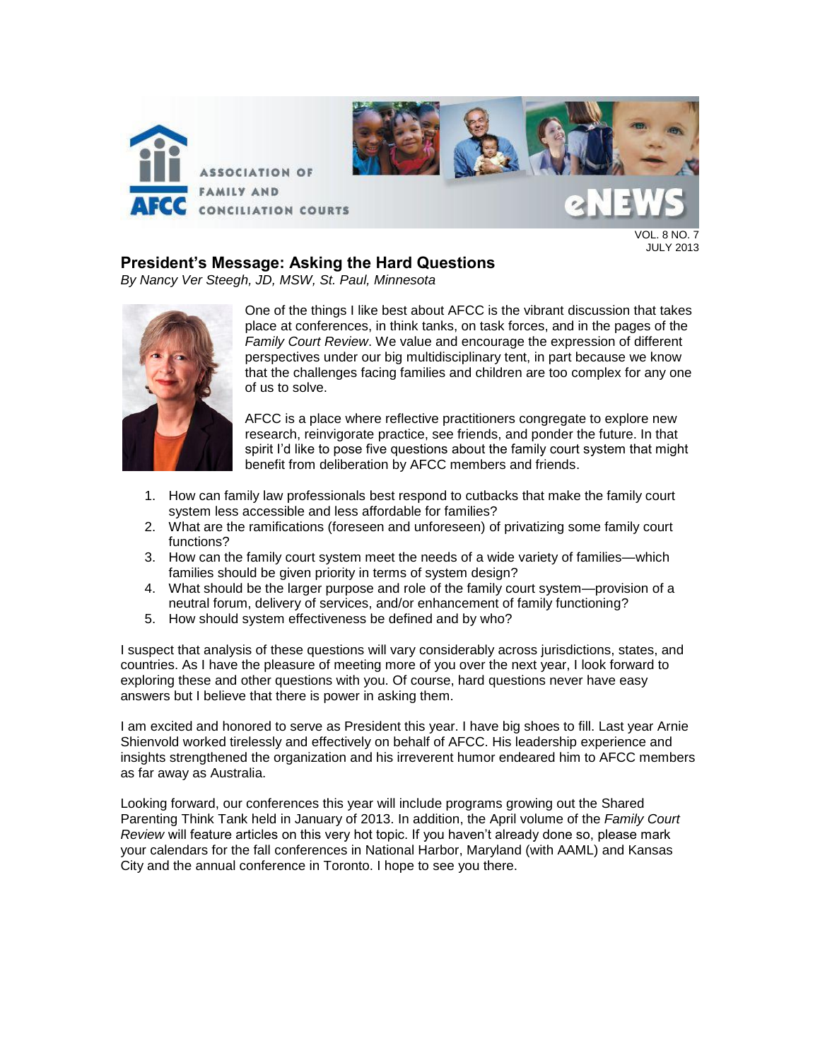ASSOCIATION OF FAMILY AND CONCILIATION COURTS

AFCC

eNEWS

VOL. 8 NO. 7
JULY 2013

## President's Message: Asking the Hard Questions

*By Nancy Ver Steegh, JD, MSW, St. Paul, Minnesota*

One of the things I like best about AFCC is the vibrant discussion that takes place at conferences, in think tanks, on task forces, and in the pages of the *Family Court Review*. We value and encourage the expression of different perspectives under our big multidisciplinary tent, in part because we know that the challenges facing families and children are too complex for any one of us to solve.

AFCC is a place where reflective practitioners congregate to explore new research, reinvigorate practice, see friends, and ponder the future. In that spirit I'd like to pose five questions about the family court system that might benefit from deliberation by AFCC members and friends.

1. How can family law professionals best respond to cutbacks that make the family court system less accessible and less affordable for families?
2. What are the ramifications (foreseen and unforeseen) of privatizing some family court functions?
3. How can the family court system meet the needs of a wide variety of families—which families should be given priority in terms of system design?
4. What should be the larger purpose and role of the family court system—provision of a neutral forum, delivery of services, and/or enhancement of family functioning?
5. How should system effectiveness be defined and by who?

I suspect that analysis of these questions will vary considerably across jurisdictions, states, and countries. As I have the pleasure of meeting more of you over the next year, I look forward to exploring these and other questions with you. Of course, hard questions never have easy answers but I believe that there is power in asking them.

I am excited and honored to serve as President this year. I have big shoes to fill. Last year Arnie Shienvold worked tirelessly and effectively on behalf of AFCC. His leadership experience and insights strengthened the organization and his irreverent humor endeared him to AFCC members as far away as Australia.

Looking forward, our conferences this year will include programs growing out the Shared Parenting Think Tank held in January of 2013. In addition, the April volume of the *Family Court Review* will feature articles on this very hot topic. If you haven't already done so, please mark your calendars for the fall conferences in National Harbor, Maryland (with AAML) and Kansas City and the annual conference in Toronto. I hope to see you there.